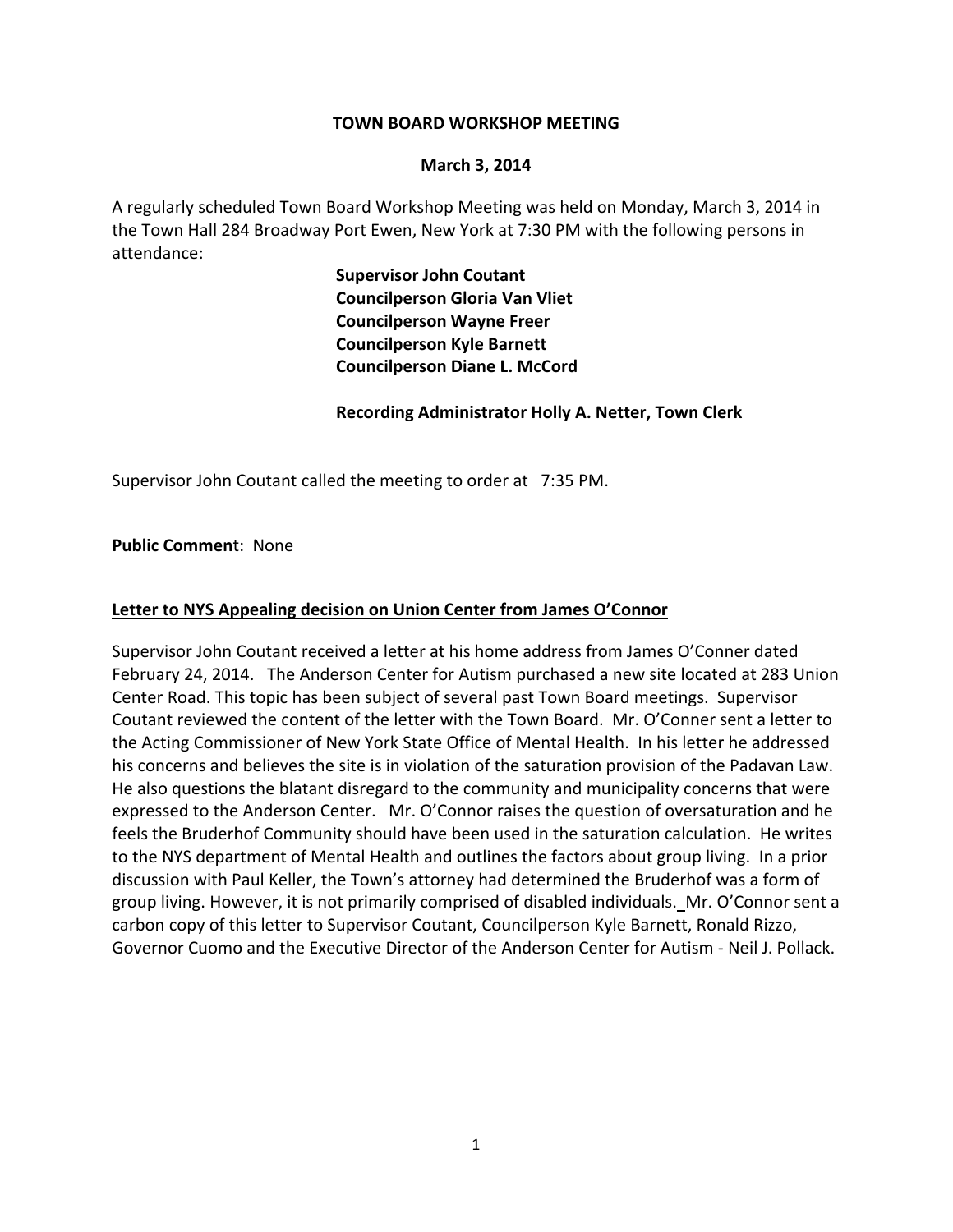**TOWN BOARD WORKSHOP MEETING**

**March 3, 2014**

A regularly scheduled Town Board Workshop Meeting was held on Monday, March 3, 2014 in the Town Hall 284 Broadway Port Ewen, New York at 7:30 PM with the following persons in attendance:

**Supervisor John Coutant**
**Councilperson Gloria Van Vliet**
**Councilperson Wayne Freer**
**Councilperson Kyle Barnett**
**Councilperson Diane L. McCord**

**Recording Administrator Holly A. Netter, Town Clerk**

Supervisor John Coutant called the meeting to order at 7:35 PM.

**Public Commen**t: None

**Letter to NYS Appealing decision on Union Center from James O'Connor**

Supervisor John Coutant received a letter at his home address from James O'Conner dated February 24, 2014. The Anderson Center for Autism purchased a new site located at 283 Union Center Road. This topic has been subject of several past Town Board meetings. Supervisor Coutant reviewed the content of the letter with the Town Board. Mr. O'Conner sent a letter to the Acting Commissioner of New York State Office of Mental Health. In his letter he addressed his concerns and believes the site is in violation of the saturation provision of the Padavan Law. He also questions the blatant disregard to the community and municipality concerns that were expressed to the Anderson Center. Mr. O'Connor raises the question of oversaturation and he feels the Bruderhof Community should have been used in the saturation calculation. He writes to the NYS department of Mental Health and outlines the factors about group living. In a prior discussion with Paul Keller, the Town's attorney had determined the Bruderhof was a form of group living. However, it is not primarily comprised of disabled individuals. Mr. O'Connor sent a carbon copy of this letter to Supervisor Coutant, Councilperson Kyle Barnett, Ronald Rizzo, Governor Cuomo and the Executive Director of the Anderson Center for Autism - Neil J. Pollack.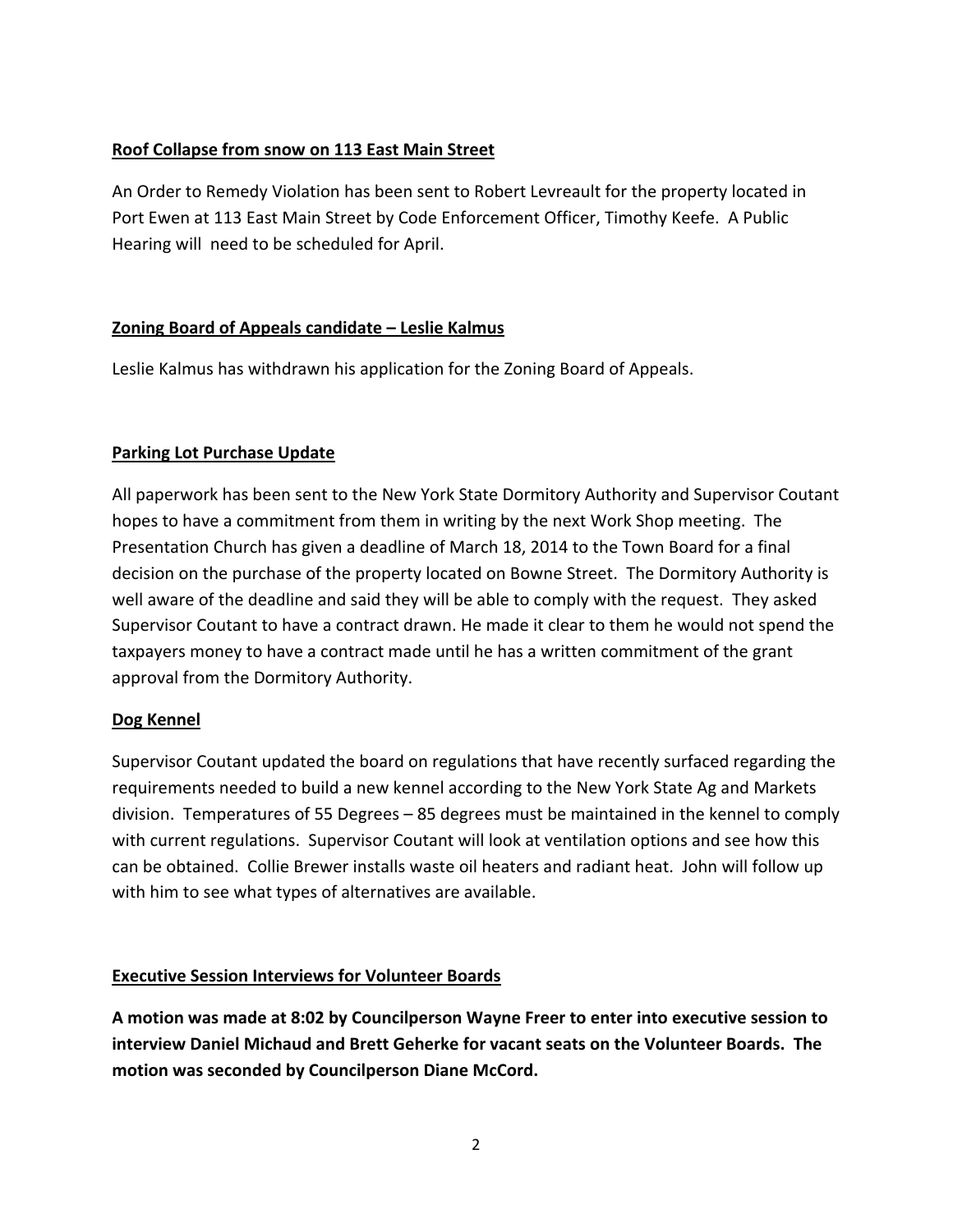**Roof Collapse from snow on 113 East Main Street**

An Order to Remedy Violation has been sent to Robert Levreault for the property located in Port Ewen at 113 East Main Street by Code Enforcement Officer, Timothy Keefe. A Public Hearing will need to be scheduled for April.

**Zoning Board of Appeals candidate – Leslie Kalmus**

Leslie Kalmus has withdrawn his application for the Zoning Board of Appeals.

**Parking Lot Purchase Update**

All paperwork has been sent to the New York State Dormitory Authority and Supervisor Coutant hopes to have a commitment from them in writing by the next Work Shop meeting. The Presentation Church has given a deadline of March 18, 2014 to the Town Board for a final decision on the purchase of the property located on Bowne Street. The Dormitory Authority is well aware of the deadline and said they will be able to comply with the request. They asked Supervisor Coutant to have a contract drawn. He made it clear to them he would not spend the taxpayers money to have a contract made until he has a written commitment of the grant approval from the Dormitory Authority.

**Dog Kennel**

Supervisor Coutant updated the board on regulations that have recently surfaced regarding the requirements needed to build a new kennel according to the New York State Ag and Markets division. Temperatures of 55 Degrees – 85 degrees must be maintained in the kennel to comply with current regulations. Supervisor Coutant will look at ventilation options and see how this can be obtained. Collie Brewer installs waste oil heaters and radiant heat. John will follow up with him to see what types of alternatives are available.

**Executive Session Interviews for Volunteer Boards**

**A motion was made at 8:02 by Councilperson Wayne Freer to enter into executive session to interview Daniel Michaud and Brett Geherke for vacant seats on the Volunteer Boards. The motion was seconded by Councilperson Diane McCord.**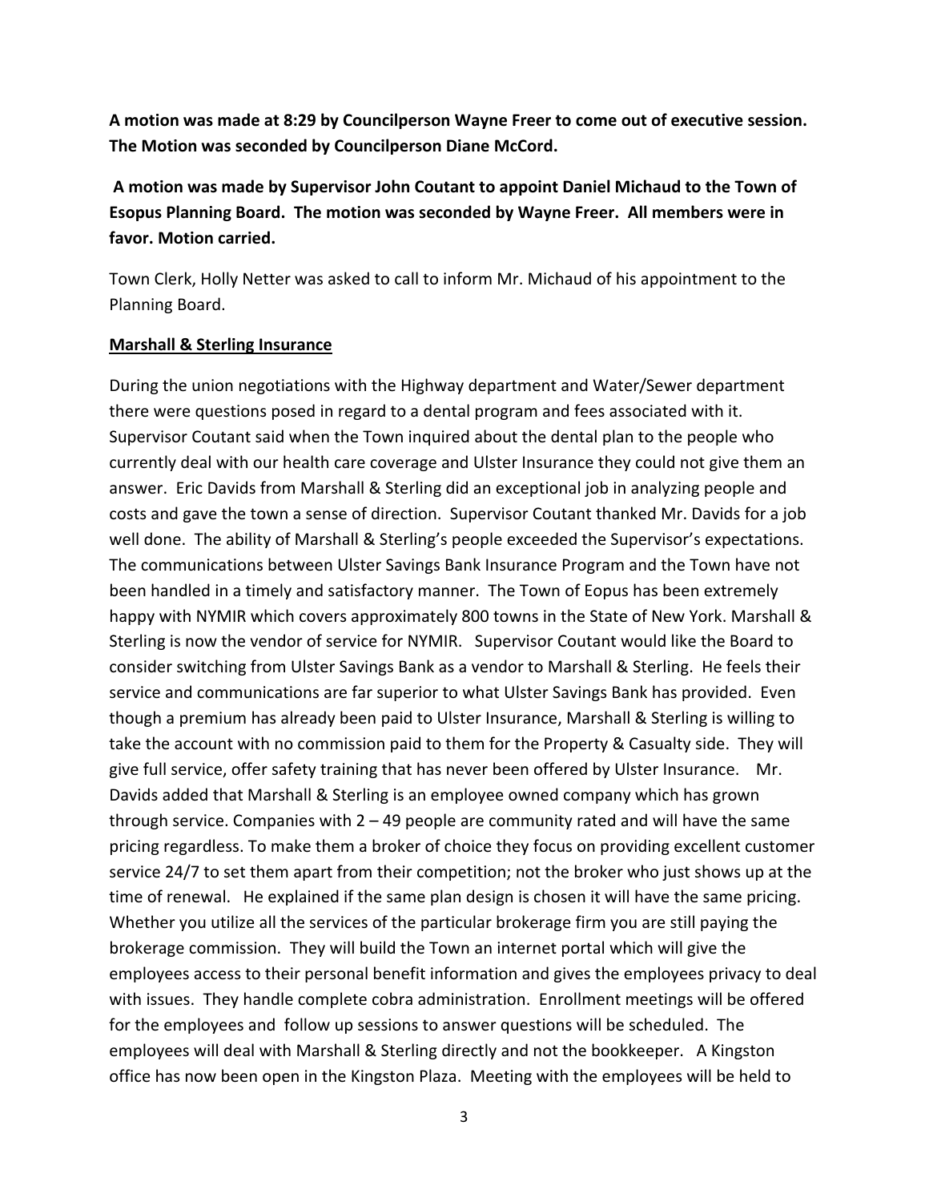**A motion was made at 8:29 by Councilperson Wayne Freer to come out of executive session. The Motion was seconded by Councilperson Diane McCord.**

**A motion was made by Supervisor John Coutant to appoint Daniel Michaud to the Town of Esopus Planning Board. The motion was seconded by Wayne Freer. All members were in favor. Motion carried.**

Town Clerk, Holly Netter was asked to call to inform Mr. Michaud of his appointment to the Planning Board.

**Marshall & Sterling Insurance**

During the union negotiations with the Highway department and Water/Sewer department there were questions posed in regard to a dental program and fees associated with it. Supervisor Coutant said when the Town inquired about the dental plan to the people who currently deal with our health care coverage and Ulster Insurance they could not give them an answer. Eric Davids from Marshall & Sterling did an exceptional job in analyzing people and costs and gave the town a sense of direction. Supervisor Coutant thanked Mr. Davids for a job well done. The ability of Marshall & Sterling's people exceeded the Supervisor's expectations. The communications between Ulster Savings Bank Insurance Program and the Town have not been handled in a timely and satisfactory manner. The Town of Eopus has been extremely happy with NYMIR which covers approximately 800 towns in the State of New York. Marshall & Sterling is now the vendor of service for NYMIR. Supervisor Coutant would like the Board to consider switching from Ulster Savings Bank as a vendor to Marshall & Sterling. He feels their service and communications are far superior to what Ulster Savings Bank has provided. Even though a premium has already been paid to Ulster Insurance, Marshall & Sterling is willing to take the account with no commission paid to them for the Property & Casualty side. They will give full service, offer safety training that has never been offered by Ulster Insurance. Mr. Davids added that Marshall & Sterling is an employee owned company which has grown through service. Companies with 2 – 49 people are community rated and will have the same pricing regardless. To make them a broker of choice they focus on providing excellent customer service 24/7 to set them apart from their competition; not the broker who just shows up at the time of renewal. He explained if the same plan design is chosen it will have the same pricing. Whether you utilize all the services of the particular brokerage firm you are still paying the brokerage commission. They will build the Town an internet portal which will give the employees access to their personal benefit information and gives the employees privacy to deal with issues. They handle complete cobra administration. Enrollment meetings will be offered for the employees and follow up sessions to answer questions will be scheduled. The employees will deal with Marshall & Sterling directly and not the bookkeeper. A Kingston office has now been open in the Kingston Plaza. Meeting with the employees will be held to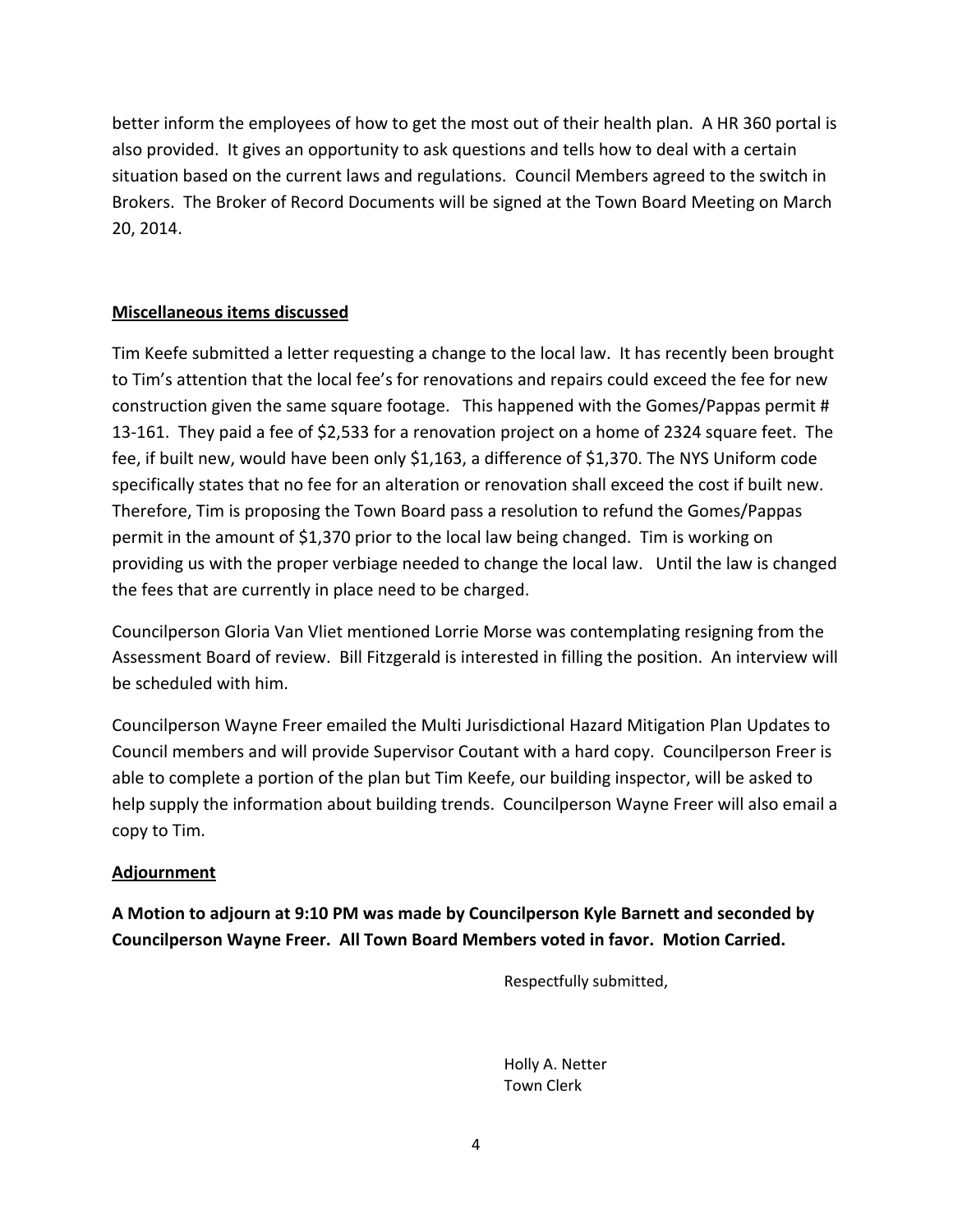better inform the employees of how to get the most out of their health plan. A HR 360 portal is also provided. It gives an opportunity to ask questions and tells how to deal with a certain situation based on the current laws and regulations. Council Members agreed to the switch in Brokers. The Broker of Record Documents will be signed at the Town Board Meeting on March 20, 2014.

**Miscellaneous items discussed**

Tim Keefe submitted a letter requesting a change to the local law. It has recently been brought to Tim's attention that the local fee's for renovations and repairs could exceed the fee for new construction given the same square footage. This happened with the Gomes/Pappas permit # 13-161. They paid a fee of $2,533 for a renovation project on a home of 2324 square feet. The fee, if built new, would have been only $1,163, a difference of $1,370. The NYS Uniform code specifically states that no fee for an alteration or renovation shall exceed the cost if built new. Therefore, Tim is proposing the Town Board pass a resolution to refund the Gomes/Pappas permit in the amount of $1,370 prior to the local law being changed. Tim is working on providing us with the proper verbiage needed to change the local law. Until the law is changed the fees that are currently in place need to be charged.

Councilperson Gloria Van Vliet mentioned Lorrie Morse was contemplating resigning from the Assessment Board of review. Bill Fitzgerald is interested in filling the position. An interview will be scheduled with him.

Councilperson Wayne Freer emailed the Multi Jurisdictional Hazard Mitigation Plan Updates to Council members and will provide Supervisor Coutant with a hard copy. Councilperson Freer is able to complete a portion of the plan but Tim Keefe, our building inspector, will be asked to help supply the information about building trends. Councilperson Wayne Freer will also email a copy to Tim.

**Adjournment**

**A Motion to adjourn at 9:10 PM was made by Councilperson Kyle Barnett and seconded by Councilperson Wayne Freer. All Town Board Members voted in favor. Motion Carried.**

Respectfully submitted,

Holly A. Netter
Town Clerk